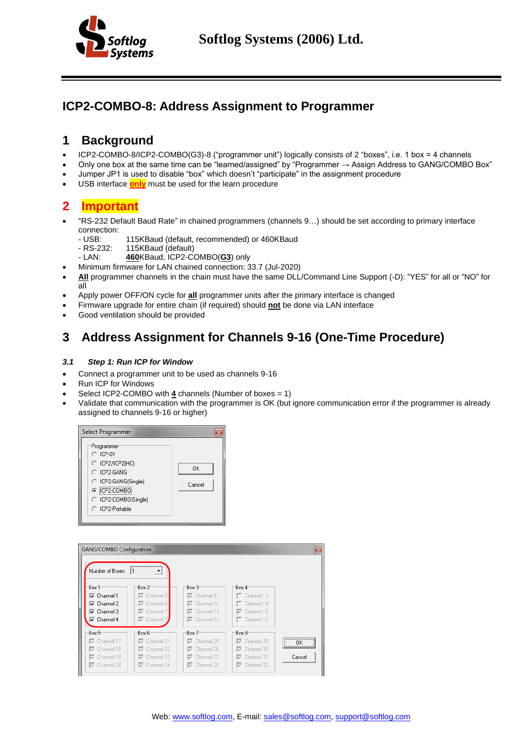# ICP2-COMBO-8: Address Assignment to Programmer

## 1 Background

- ICP2-COMBO-8/ICP2-COMBO(G3)-8 (“programmer unit”) logically consists of 2 “boxes”, i.e. 1 box = 4 channels
- Only one box at the same time can be “learned/assigned” by “Programmer → Assign Address to GANG/COMBO Box”
- Jumper JP1 is used to disable “box” which doesn’t “participate” in the assignment procedure
- USB interface **only** must be used for the learn procedure

## 2 Important

- “RS-232 Default Baud Rate” in chained programmers (channels 9…) should be set according to primary interface connection:
  - USB: 115KBaud (default, recommended) or 460KBaud
  - RS-232: 115KBaud (default)
  - LAN: **460**KBaud, ICP2-COMBO(**G3**) only
- Minimum firmware for LAN chained connection: 33.7 (Jul-2020)
- **All** programmer channels in the chain must have the same DLL/Command Line Support (-D): “YES” for all or “NO” for all
- Apply power OFF/ON cycle for **all** programmer units after the primary interface is changed
- Firmware upgrade for entire chain (if required) should **not** be done via LAN interface
- Good ventilation should be provided

## 3 Address Assignment for Channels 9-16 (One-Time Procedure)

### *3.1 Step 1: Run ICP for Window*

- Connect a programmer unit to be used as channels 9-16
- Run ICP for Windows
- Select ICP2-COMBO with **4** channels (Number of boxes = 1)
- Validate that communication with the programmer is OK (but ignore communication error if the programmer is already assigned to channels 9-16 or higher)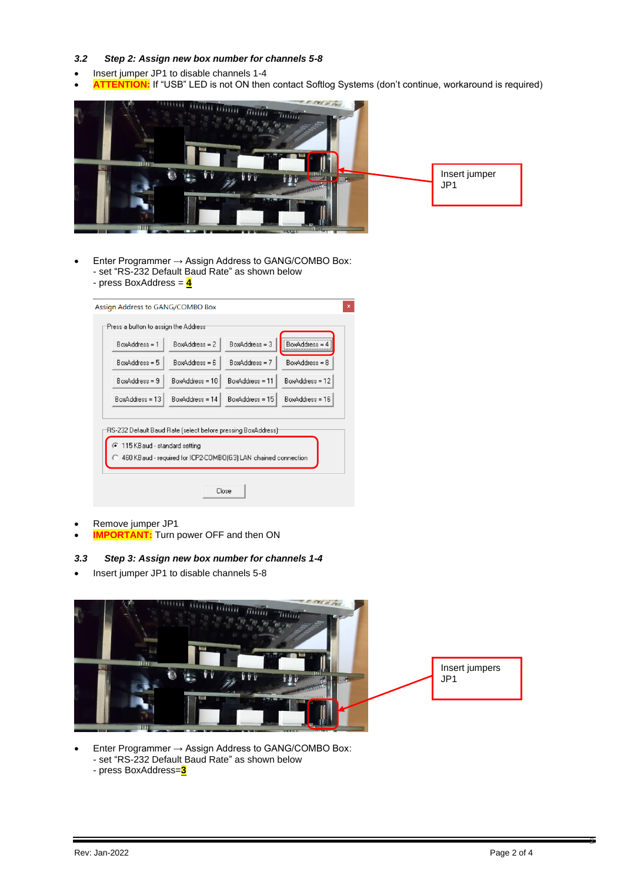### 3.2 Step 2: Assign new box number for channels 5-8

- Insert jumper JP1 to disable channels 1-4
- **ATTENTION:** If "USB" LED is not ON then contact Softlog Systems (don't continue, workaround is required)

Insert jumper JP1

- Enter Programmer → Assign Address to GANG/COMBO Box:
  - set "RS-232 Default Baud Rate" as shown below
  - press BoxAddress = **4**

Assign Address to GANG/COMBO Box

Press a button to assign the Address

| BoxAddress = 1 | BoxAddress = 2 | BoxAddress = 3 | BoxAddress = 4 |
|---|---|---|---|
| BoxAddress = 5 | BoxAddress = 6 | BoxAddress = 7 | BoxAddress = 8 |
| BoxAddress = 9 | BoxAddress = 10 | BoxAddress = 11 | BoxAddress = 12 |
| BoxAddress = 13 | BoxAddress = 14 | BoxAddress = 15 | BoxAddress = 16 |

RS-232 Default Baud Rate (select before pressing BoxAddress)

- 115 KBaud - standard setting
- 460 KBaud - required for ICP2-COMBO(G3) LAN chained connection

Close

- Remove jumper JP1
- **IMPORTANT:** Turn power OFF and then ON

### 3.3 Step 3: Assign new box number for channels 1-4

- Insert jumper JP1 to disable channels 5-8

Insert jumpers JP1

- Enter Programmer → Assign Address to GANG/COMBO Box:
  - set "RS-232 Default Baud Rate" as shown below
  - press BoxAddress=**3**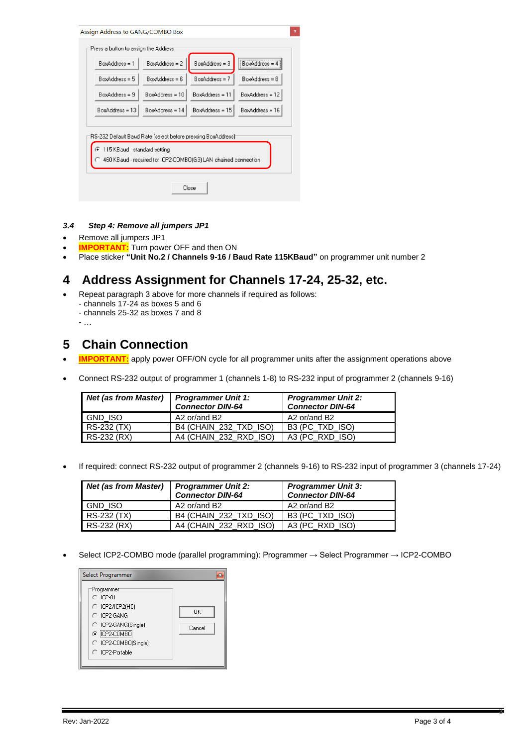### 3.4 Step 4: Remove all jumpers JP1

- Remove all jumpers JP1
- **IMPORTANT:** Turn power OFF and then ON
- Place sticker **"Unit No.2 / Channels 9-16 / Baud Rate 115KBaud"** on programmer unit number 2

# 4 Address Assignment for Channels 17-24, 25-32, etc.

- Repeat paragraph 3 above for more channels if required as follows:
  - channels 17-24 as boxes 5 and 6
  - channels 25-32 as boxes 7 and 8
  - …

# 5 Chain Connection

- **IMPORTANT:** apply power OFF/ON cycle for all programmer units after the assignment operations above
- Connect RS-232 output of programmer 1 (channels 1-8) to RS-232 input of programmer 2 (channels 9-16)

| *Net (as from Master)* | *Programmer Unit 1: Connector DIN-64* | *Programmer Unit 2: Connector DIN-64* |
|---|---|---|
| GND_ISO | A2 or/and B2 | A2 or/and B2 |
| RS-232 (TX) | B4 (CHAIN_232_TXD_ISO) | B3 (PC_TXD_ISO) |
| RS-232 (RX) | A4 (CHAIN_232_RXD_ISO) | A3 (PC_RXD_ISO) |

- If required: connect RS-232 output of programmer 2 (channels 9-16) to RS-232 input of programmer 3 (channels 17-24)

| *Net (as from Master)* | *Programmer Unit 2: Connector DIN-64* | *Programmer Unit 3: Connector DIN-64* |
|---|---|---|
| GND_ISO | A2 or/and B2 | A2 or/and B2 |
| RS-232 (TX) | B4 (CHAIN_232_TXD_ISO) | B3 (PC_TXD_ISO) |
| RS-232 (RX) | A4 (CHAIN_232_RXD_ISO) | A3 (PC_RXD_ISO) |

- Select ICP2-COMBO mode (parallel programming): Programmer → Select Programmer → ICP2-COMBO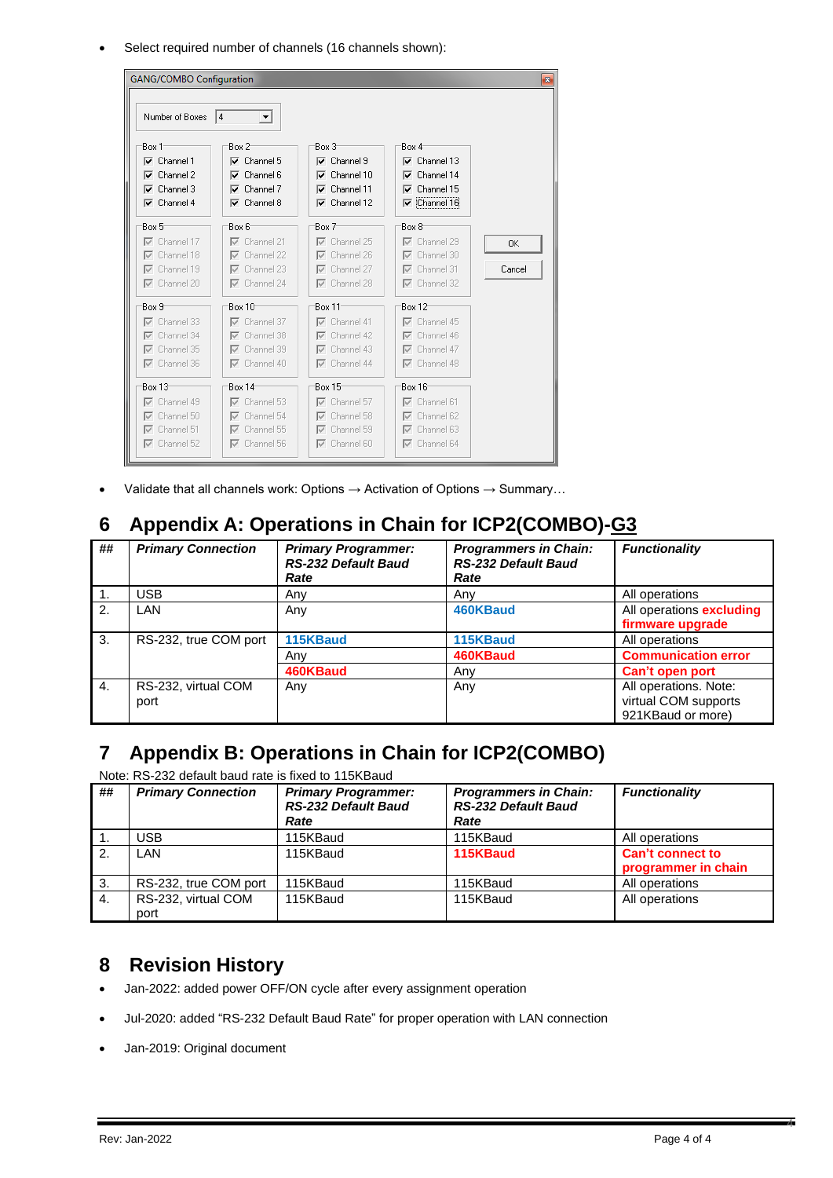- Select required number of channels (16 channels shown):

- Validate that all channels work: Options → Activation of Options → Summary…

# 6 Appendix A: Operations in Chain for ICP2(COMBO)-G3

| ## | Primary Connection | Primary Programmer: RS-232 Default Baud Rate | Programmers in Chain: RS-232 Default Baud Rate | Functionality |
|---|---|---|---|---|
| 1. | USB | Any | Any | All operations |
| 2. | LAN | Any | **460KBaud** | All operations **excluding firmware upgrade** |
| 3. | RS-232, true COM port | **115KBaud** | **115KBaud** | All operations |
| | | Any | **460KBaud** | **Communication error** |
| | | **460KBaud** | Any | **Can't open port** |
| 4. | RS-232, virtual COM port | Any | Any | All operations. Note: virtual COM supports 921KBaud or more) |

# 7 Appendix B: Operations in Chain for ICP2(COMBO)

Note: RS-232 default baud rate is fixed to 115KBaud

| ## | Primary Connection | Primary Programmer: RS-232 Default Baud Rate | Programmers in Chain: RS-232 Default Baud Rate | Functionality |
|---|---|---|---|---|
| 1. | USB | 115KBaud | 115KBaud | All operations |
| 2. | LAN | 115KBaud | **115KBaud** | **Can't connect to programmer in chain** |
| 3. | RS-232, true COM port | 115KBaud | 115KBaud | All operations |
| 4. | RS-232, virtual COM port | 115KBaud | 115KBaud | All operations |

# 8 Revision History

- Jan-2022: added power OFF/ON cycle after every assignment operation
- Jul-2020: added "RS-232 Default Baud Rate" for proper operation with LAN connection
- Jan-2019: Original document